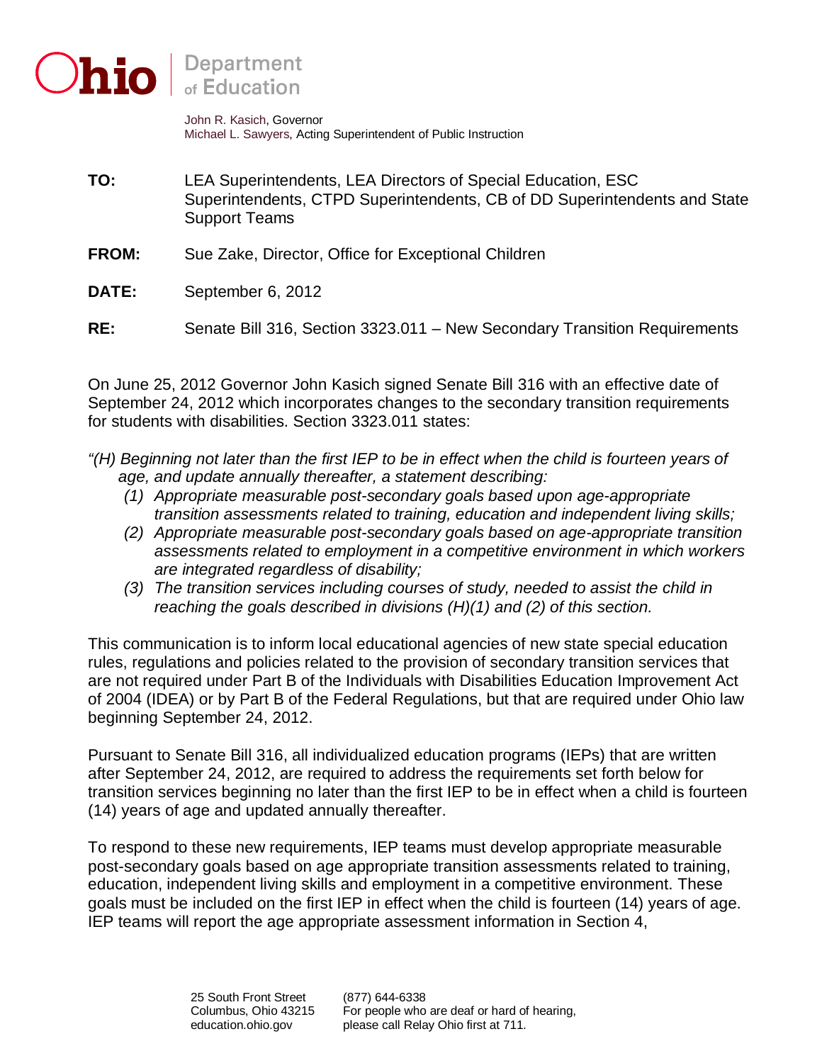**Ohio** | Department of Education

John R. Kasich, Governor
Michael L. Sawyers, Acting Superintendent of Public Instruction

**TO:** LEA Superintendents, LEA Directors of Special Education, ESC Superintendents, CTPD Superintendents, CB of DD Superintendents and State Support Teams

**FROM:** Sue Zake, Director, Office for Exceptional Children

**DATE:** September 6, 2012

**RE:** Senate Bill 316, Section 3323.011 – New Secondary Transition Requirements

On June 25, 2012 Governor John Kasich signed Senate Bill 316 with an effective date of September 24, 2012 which incorporates changes to the secondary transition requirements for students with disabilities. Section 3323.011 states:

*"(H) Beginning not later than the first IEP to be in effect when the child is fourteen years of age, and update annually thereafter, a statement describing:*

1. *Appropriate measurable post-secondary goals based upon age-appropriate transition assessments related to training, education and independent living skills;*
2. *Appropriate measurable post-secondary goals based on age-appropriate transition assessments related to employment in a competitive environment in which workers are integrated regardless of disability;*
3. *The transition services including courses of study, needed to assist the child in reaching the goals described in divisions (H)(1) and (2) of this section.*

This communication is to inform local educational agencies of new state special education rules, regulations and policies related to the provision of secondary transition services that are not required under Part B of the Individuals with Disabilities Education Improvement Act of 2004 (IDEA) or by Part B of the Federal Regulations, but that are required under Ohio law beginning September 24, 2012.

Pursuant to Senate Bill 316, all individualized education programs (IEPs) that are written after September 24, 2012, are required to address the requirements set forth below for transition services beginning no later than the first IEP to be in effect when a child is fourteen (14) years of age and updated annually thereafter.

To respond to these new requirements, IEP teams must develop appropriate measurable post-secondary goals based on age appropriate transition assessments related to training, education, independent living skills and employment in a competitive environment. These goals must be included on the first IEP in effect when the child is fourteen (14) years of age. IEP teams will report the age appropriate assessment information in Section 4,

25 South Front Street
Columbus, Ohio 43215
education.ohio.gov

(877) 644-6338
For people who are deaf or hard of hearing, please call Relay Ohio first at 711.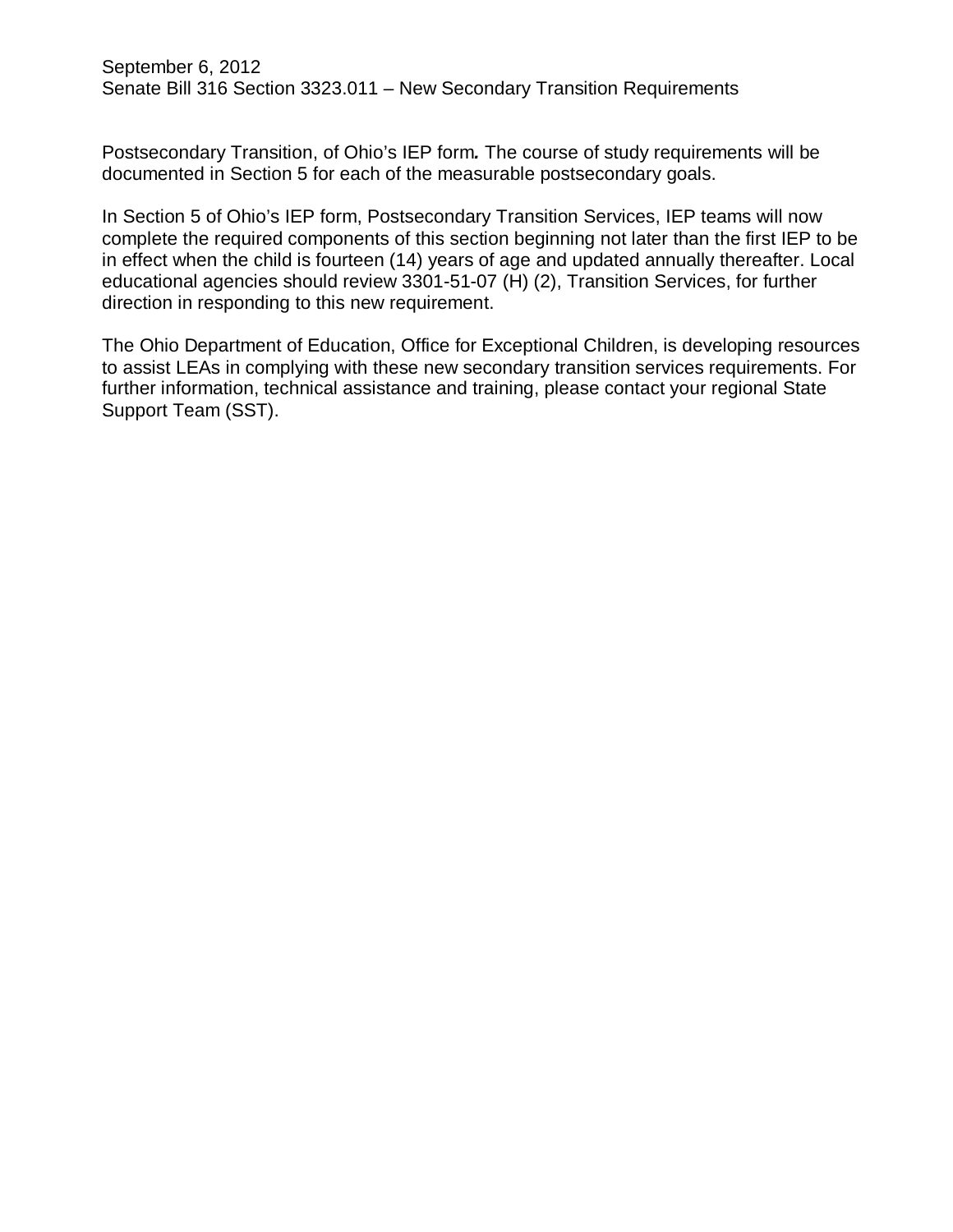Postsecondary Transition, of Ohio's IEP form*.* The course of study requirements will be documented in Section 5 for each of the measurable postsecondary goals.

In Section 5 of Ohio's IEP form, Postsecondary Transition Services, IEP teams will now complete the required components of this section beginning not later than the first IEP to be in effect when the child is fourteen (14) years of age and updated annually thereafter. Local educational agencies should review 3301-51-07 (H) (2), Transition Services, for further direction in responding to this new requirement.

The Ohio Department of Education, Office for Exceptional Children, is developing resources to assist LEAs in complying with these new secondary transition services requirements. For further information, technical assistance and training, please contact your regional State Support Team (SST).